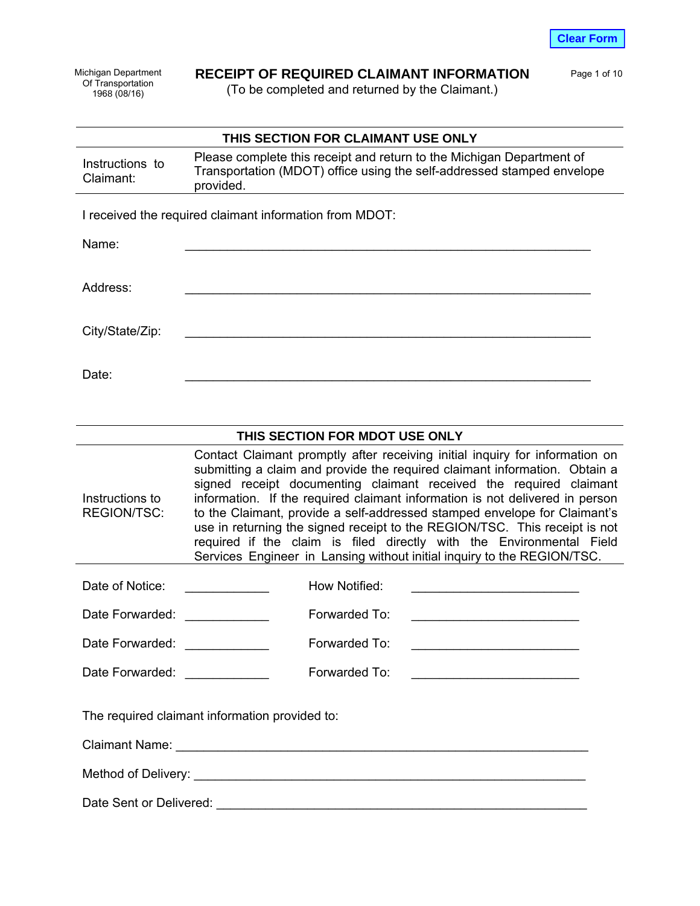Michigan Department
Of Transportation
1968 (08/16)

# RECEIPT OF REQUIRED CLAIMANT INFORMATION

(To be completed and returned by the Claimant.)

## THIS SECTION FOR CLAIMANT USE ONLY

| Instructions to Claimant: | Please complete this receipt and return to the Michigan Department of Transportation (MDOT) office using the self-addressed stamped envelope provided. |
|---|---|

I received the required claimant information from MDOT:

Name: ____________________________________________________________

Address: ____________________________________________________________

City/State/Zip: ____________________________________________________________

Date: ____________________________________________________________

## THIS SECTION FOR MDOT USE ONLY

| Instructions to REGION/TSC: | Contact Claimant promptly after receiving initial inquiry for information on submitting a claim and provide the required claimant information. Obtain a signed receipt documenting claimant received the required claimant information. If the required claimant information is not delivered in person to the Claimant, provide a self-addressed stamped envelope for Claimant's use in returning the signed receipt to the REGION/TSC. This receipt is not required if the claim is filed directly with the Environmental Field Services Engineer in Lansing without initial inquiry to the REGION/TSC. |
|---|---|

Date of Notice: ____________ How Notified: ________________________

Date Forwarded: ____________ Forwarded To: ________________________

Date Forwarded: ____________ Forwarded To: ________________________

Date Forwarded: ____________ Forwarded To: ________________________

The required claimant information provided to:

Claimant Name: ____________________________________________________________

Method of Delivery: ____________________________________________________________

Date Sent or Delivered: ____________________________________________________________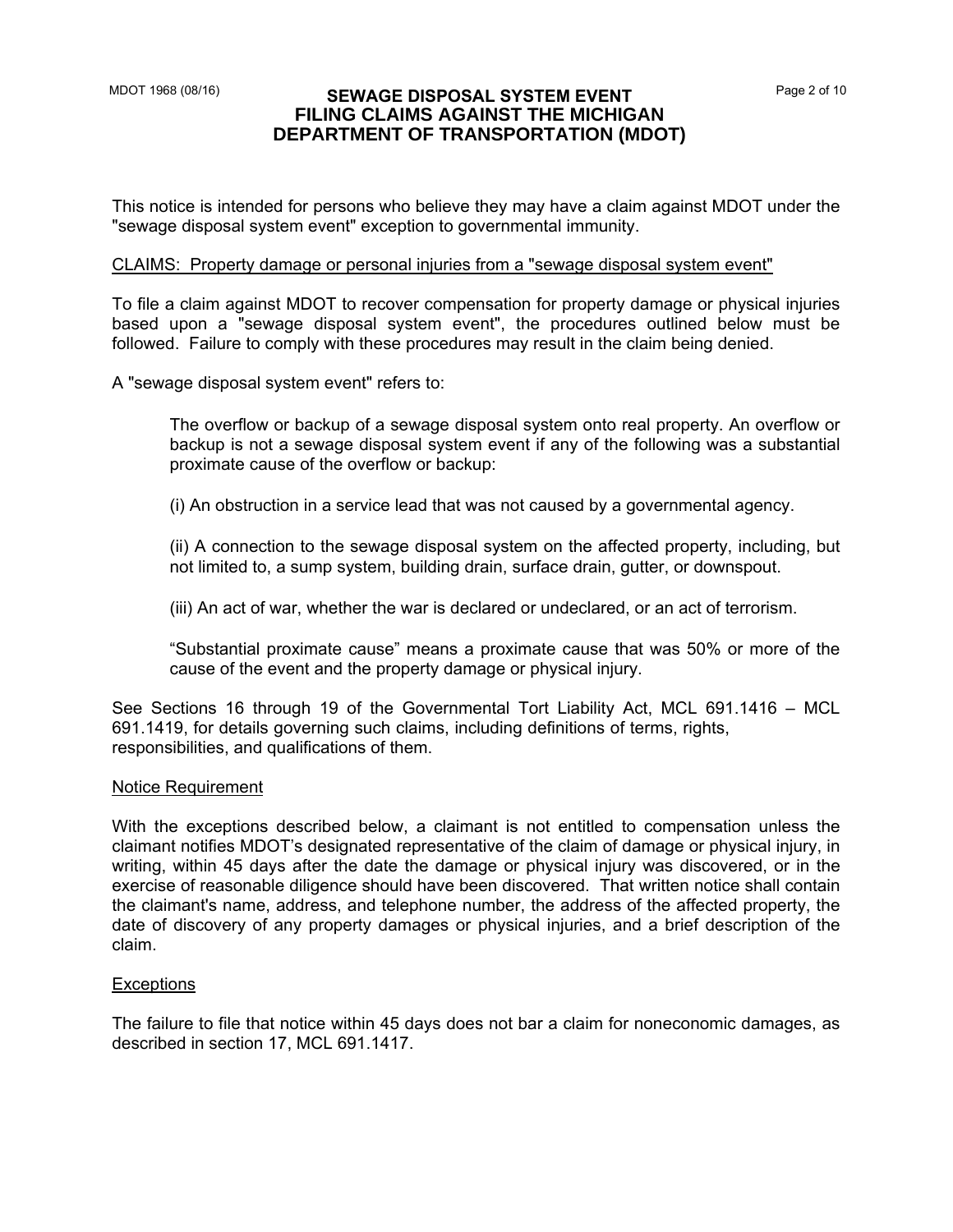# SEWAGE DISPOSAL SYSTEM EVENT FILING CLAIMS AGAINST THE MICHIGAN DEPARTMENT OF TRANSPORTATION (MDOT)

This notice is intended for persons who believe they may have a claim against MDOT under the "sewage disposal system event" exception to governmental immunity.

<u>CLAIMS: Property damage or personal injuries from a "sewage disposal system event"</u>

To file a claim against MDOT to recover compensation for property damage or physical injuries based upon a "sewage disposal system event", the procedures outlined below must be followed. Failure to comply with these procedures may result in the claim being denied.

A "sewage disposal system event" refers to:

> The overflow or backup of a sewage disposal system onto real property. An overflow or backup is not a sewage disposal system event if any of the following was a substantial proximate cause of the overflow or backup:
>
> (i) An obstruction in a service lead that was not caused by a governmental agency.
>
> (ii) A connection to the sewage disposal system on the affected property, including, but not limited to, a sump system, building drain, surface drain, gutter, or downspout.
>
> (iii) An act of war, whether the war is declared or undeclared, or an act of terrorism.
>
> "Substantial proximate cause" means a proximate cause that was 50% or more of the cause of the event and the property damage or physical injury.

See Sections 16 through 19 of the Governmental Tort Liability Act, MCL 691.1416 – MCL 691.1419, for details governing such claims, including definitions of terms, rights, responsibilities, and qualifications of them.

<u>Notice Requirement</u>

With the exceptions described below, a claimant is not entitled to compensation unless the claimant notifies MDOT's designated representative of the claim of damage or physical injury, in writing, within 45 days after the date the damage or physical injury was discovered, or in the exercise of reasonable diligence should have been discovered. That written notice shall contain the claimant's name, address, and telephone number, the address of the affected property, the date of discovery of any property damages or physical injuries, and a brief description of the claim.

<u>Exceptions</u>

The failure to file that notice within 45 days does not bar a claim for noneconomic damages, as described in section 17, MCL 691.1417.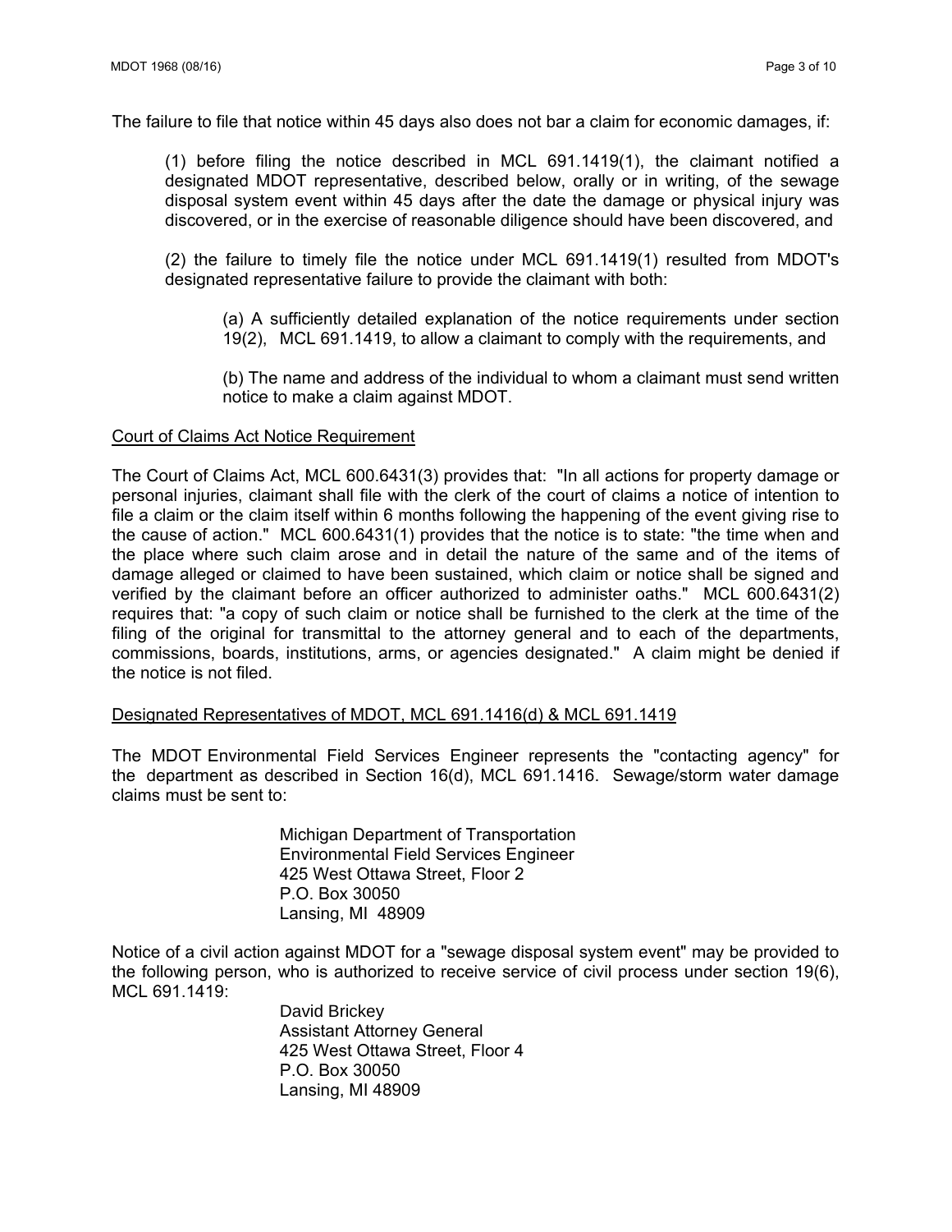The failure to file that notice within 45 days also does not bar a claim for economic damages, if:

> (1) before filing the notice described in MCL 691.1419(1), the claimant notified a designated MDOT representative, described below, orally or in writing, of the sewage disposal system event within 45 days after the date the damage or physical injury was discovered, or in the exercise of reasonable diligence should have been discovered, and
>
> (2) the failure to timely file the notice under MCL 691.1419(1) resulted from MDOT's designated representative failure to provide the claimant with both:
>
> > (a) A sufficiently detailed explanation of the notice requirements under section 19(2), MCL 691.1419, to allow a claimant to comply with the requirements, and
> >
> > (b) The name and address of the individual to whom a claimant must send written notice to make a claim against MDOT.

<u>Court of Claims Act Notice Requirement</u>

The Court of Claims Act, MCL 600.6431(3) provides that: "In all actions for property damage or personal injuries, claimant shall file with the clerk of the court of claims a notice of intention to file a claim or the claim itself within 6 months following the happening of the event giving rise to the cause of action." MCL 600.6431(1) provides that the notice is to state: "the time when and the place where such claim arose and in detail the nature of the same and of the items of damage alleged or claimed to have been sustained, which claim or notice shall be signed and verified by the claimant before an officer authorized to administer oaths." MCL 600.6431(2) requires that: "a copy of such claim or notice shall be furnished to the clerk at the time of the filing of the original for transmittal to the attorney general and to each of the departments, commissions, boards, institutions, arms, or agencies designated." A claim might be denied if the notice is not filed.

<u>Designated Representatives of MDOT, MCL 691.1416(d) & MCL 691.1419</u>

The MDOT Environmental Field Services Engineer represents the "contacting agency" for the department as described in Section 16(d), MCL 691.1416. Sewage/storm water damage claims must be sent to:

> Michigan Department of Transportation
> Environmental Field Services Engineer
> 425 West Ottawa Street, Floor 2
> P.O. Box 30050
> Lansing, MI 48909

Notice of a civil action against MDOT for a "sewage disposal system event" may be provided to the following person, who is authorized to receive service of civil process under section 19(6), MCL 691.1419:

> David Brickey
> Assistant Attorney General
> 425 West Ottawa Street, Floor 4
> P.O. Box 30050
> Lansing, MI 48909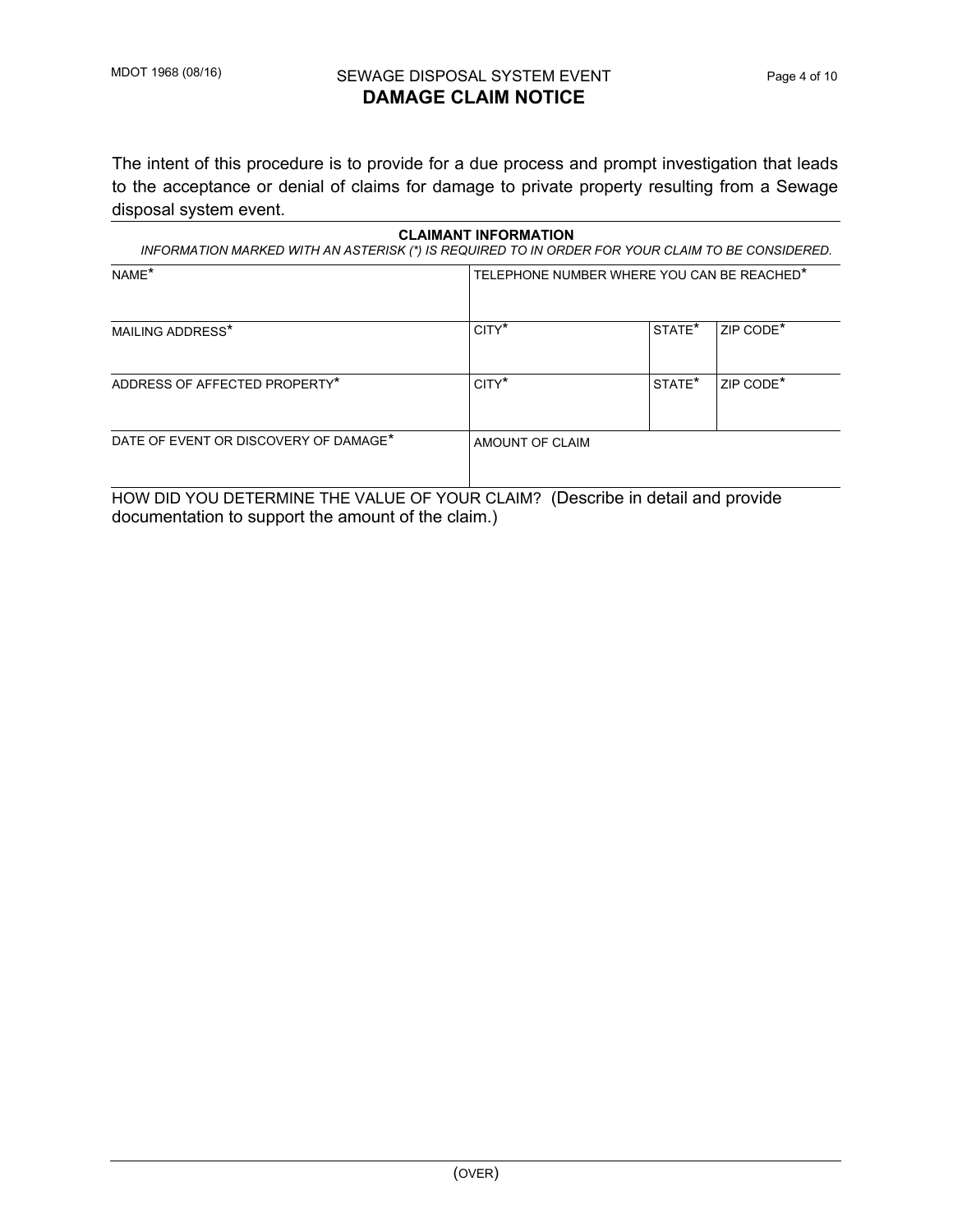# SEWAGE DISPOSAL SYSTEM EVENT
## DAMAGE CLAIM NOTICE

The intent of this procedure is to provide for a due process and prompt investigation that leads to the acceptance or denial of claims for damage to private property resulting from a Sewage disposal system event.

**CLAIMANT INFORMATION**

*INFORMATION MARKED WITH AN ASTERISK (*) IS REQUIRED TO IN ORDER FOR YOUR CLAIM TO BE CONSIDERED.*

| NAME* | TELEPHONE NUMBER WHERE YOU CAN BE REACHED* | | |
|---|---|---|---|
| MAILING ADDRESS* | CITY* | STATE* | ZIP CODE* |
| ADDRESS OF AFFECTED PROPERTY* | CITY* | STATE* | ZIP CODE* |
| DATE OF EVENT OR DISCOVERY OF DAMAGE* | AMOUNT OF CLAIM | | |

HOW DID YOU DETERMINE THE VALUE OF YOUR CLAIM? (Describe in detail and provide documentation to support the amount of the claim.)

(OVER)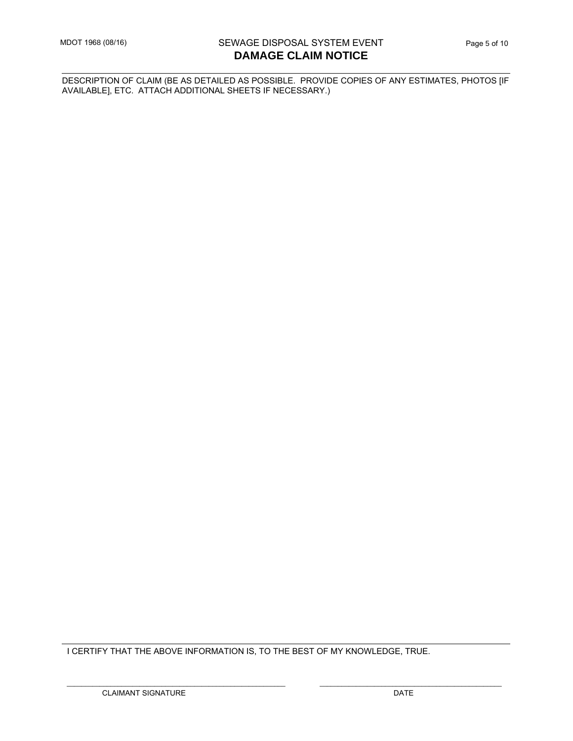# SEWAGE DISPOSAL SYSTEM EVENT
## DAMAGE CLAIM NOTICE

MDOT 1968 (08/16)

---

DESCRIPTION OF CLAIM (BE AS DETAILED AS POSSIBLE. PROVIDE COPIES OF ANY ESTIMATES, PHOTOS [IF AVAILABLE], ETC. ATTACH ADDITIONAL SHEETS IF NECESSARY.)

---

I CERTIFY THAT THE ABOVE INFORMATION IS, TO THE BEST OF MY KNOWLEDGE, TRUE.

| ______________________________ | ______________________________ |
|---|---|
| CLAIMANT SIGNATURE | DATE |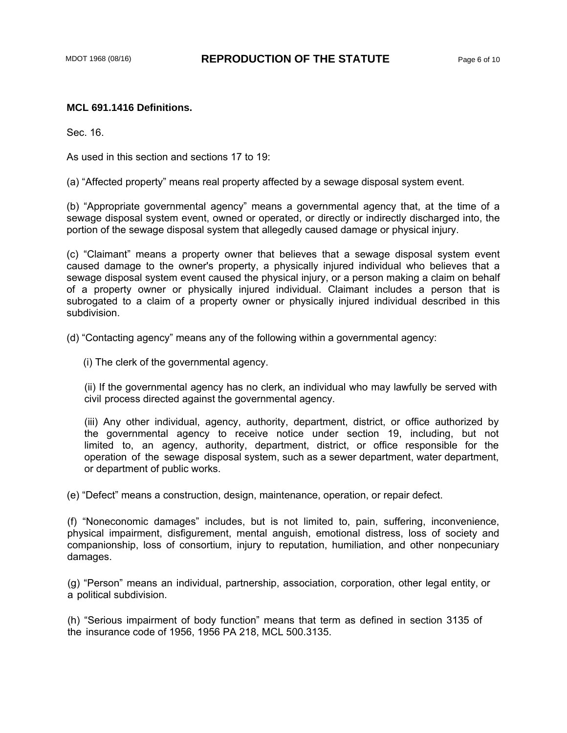**MCL 691.1416 Definitions.**

Sec. 16.

As used in this section and sections 17 to 19:

(a) “Affected property” means real property affected by a sewage disposal system event.

(b) “Appropriate governmental agency” means a governmental agency that, at the time of a sewage disposal system event, owned or operated, or directly or indirectly discharged into, the portion of the sewage disposal system that allegedly caused damage or physical injury.

(c) “Claimant” means a property owner that believes that a sewage disposal system event caused damage to the owner's property, a physically injured individual who believes that a sewage disposal system event caused the physical injury, or a person making a claim on behalf of a property owner or physically injured individual. Claimant includes a person that is subrogated to a claim of a property owner or physically injured individual described in this subdivision.

(d) “Contacting agency” means any of the following within a governmental agency:

(i) The clerk of the governmental agency.

(ii) If the governmental agency has no clerk, an individual who may lawfully be served with civil process directed against the governmental agency.

(iii) Any other individual, agency, authority, department, district, or office authorized by the governmental agency to receive notice under section 19, including, but not limited to, an agency, authority, department, district, or office responsible for the operation of the sewage disposal system, such as a sewer department, water department, or department of public works.

(e) “Defect” means a construction, design, maintenance, operation, or repair defect.

(f) “Noneconomic damages” includes, but is not limited to, pain, suffering, inconvenience, physical impairment, disfigurement, mental anguish, emotional distress, loss of society and companionship, loss of consortium, injury to reputation, humiliation, and other nonpecuniary damages.

(g) “Person” means an individual, partnership, association, corporation, other legal entity, or a political subdivision.

(h) “Serious impairment of body function” means that term as defined in section 3135 of the insurance code of 1956, 1956 PA 218, MCL 500.3135.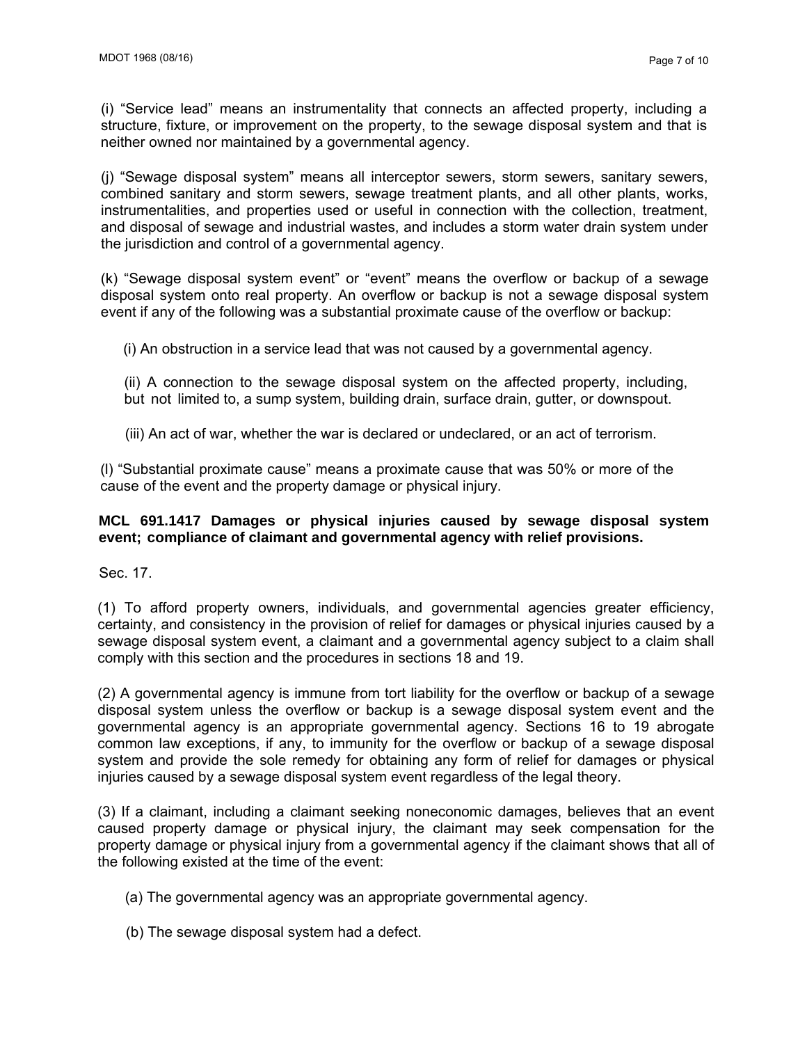(i) "Service lead" means an instrumentality that connects an affected property, including a structure, fixture, or improvement on the property, to the sewage disposal system and that is neither owned nor maintained by a governmental agency.

(j) "Sewage disposal system" means all interceptor sewers, storm sewers, sanitary sewers, combined sanitary and storm sewers, sewage treatment plants, and all other plants, works, instrumentalities, and properties used or useful in connection with the collection, treatment, and disposal of sewage and industrial wastes, and includes a storm water drain system under the jurisdiction and control of a governmental agency.

(k) "Sewage disposal system event" or "event" means the overflow or backup of a sewage disposal system onto real property. An overflow or backup is not a sewage disposal system event if any of the following was a substantial proximate cause of the overflow or backup:

(i) An obstruction in a service lead that was not caused by a governmental agency.

(ii) A connection to the sewage disposal system on the affected property, including, but not limited to, a sump system, building drain, surface drain, gutter, or downspout.

(iii) An act of war, whether the war is declared or undeclared, or an act of terrorism.

(l) "Substantial proximate cause" means a proximate cause that was 50% or more of the cause of the event and the property damage or physical injury.

**MCL 691.1417 Damages or physical injuries caused by sewage disposal system event; compliance of claimant and governmental agency with relief provisions.**

Sec. 17.

(1) To afford property owners, individuals, and governmental agencies greater efficiency, certainty, and consistency in the provision of relief for damages or physical injuries caused by a sewage disposal system event, a claimant and a governmental agency subject to a claim shall comply with this section and the procedures in sections 18 and 19.

(2) A governmental agency is immune from tort liability for the overflow or backup of a sewage disposal system unless the overflow or backup is a sewage disposal system event and the governmental agency is an appropriate governmental agency. Sections 16 to 19 abrogate common law exceptions, if any, to immunity for the overflow or backup of a sewage disposal system and provide the sole remedy for obtaining any form of relief for damages or physical injuries caused by a sewage disposal system event regardless of the legal theory.

(3) If a claimant, including a claimant seeking noneconomic damages, believes that an event caused property damage or physical injury, the claimant may seek compensation for the property damage or physical injury from a governmental agency if the claimant shows that all of the following existed at the time of the event:

(a) The governmental agency was an appropriate governmental agency.

(b) The sewage disposal system had a defect.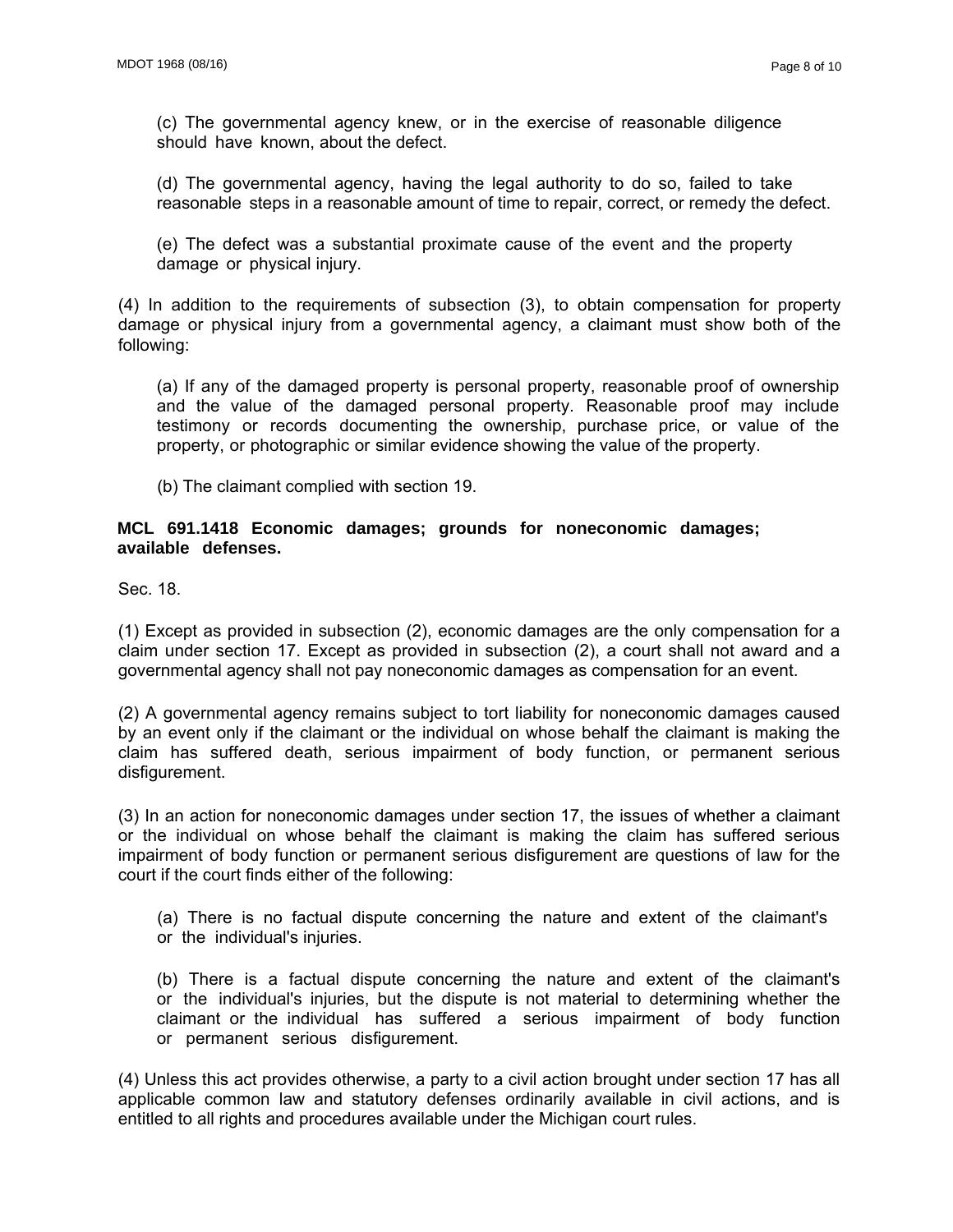(c) The governmental agency knew, or in the exercise of reasonable diligence should have known, about the defect.

(d) The governmental agency, having the legal authority to do so, failed to take reasonable steps in a reasonable amount of time to repair, correct, or remedy the defect.

(e) The defect was a substantial proximate cause of the event and the property damage or physical injury.

(4) In addition to the requirements of subsection (3), to obtain compensation for property damage or physical injury from a governmental agency, a claimant must show both of the following:

(a) If any of the damaged property is personal property, reasonable proof of ownership and the value of the damaged personal property. Reasonable proof may include testimony or records documenting the ownership, purchase price, or value of the property, or photographic or similar evidence showing the value of the property.

(b) The claimant complied with section 19.

**MCL 691.1418 Economic damages; grounds for noneconomic damages; available defenses.**

Sec. 18.

(1) Except as provided in subsection (2), economic damages are the only compensation for a claim under section 17. Except as provided in subsection (2), a court shall not award and a governmental agency shall not pay noneconomic damages as compensation for an event.

(2) A governmental agency remains subject to tort liability for noneconomic damages caused by an event only if the claimant or the individual on whose behalf the claimant is making the claim has suffered death, serious impairment of body function, or permanent serious disfigurement.

(3) In an action for noneconomic damages under section 17, the issues of whether a claimant or the individual on whose behalf the claimant is making the claim has suffered serious impairment of body function or permanent serious disfigurement are questions of law for the court if the court finds either of the following:

(a) There is no factual dispute concerning the nature and extent of the claimant's or the individual's injuries.

(b) There is a factual dispute concerning the nature and extent of the claimant's or the individual's injuries, but the dispute is not material to determining whether the claimant or the individual has suffered a serious impairment of body function or permanent serious disfigurement.

(4) Unless this act provides otherwise, a party to a civil action brought under section 17 has all applicable common law and statutory defenses ordinarily available in civil actions, and is entitled to all rights and procedures available under the Michigan court rules.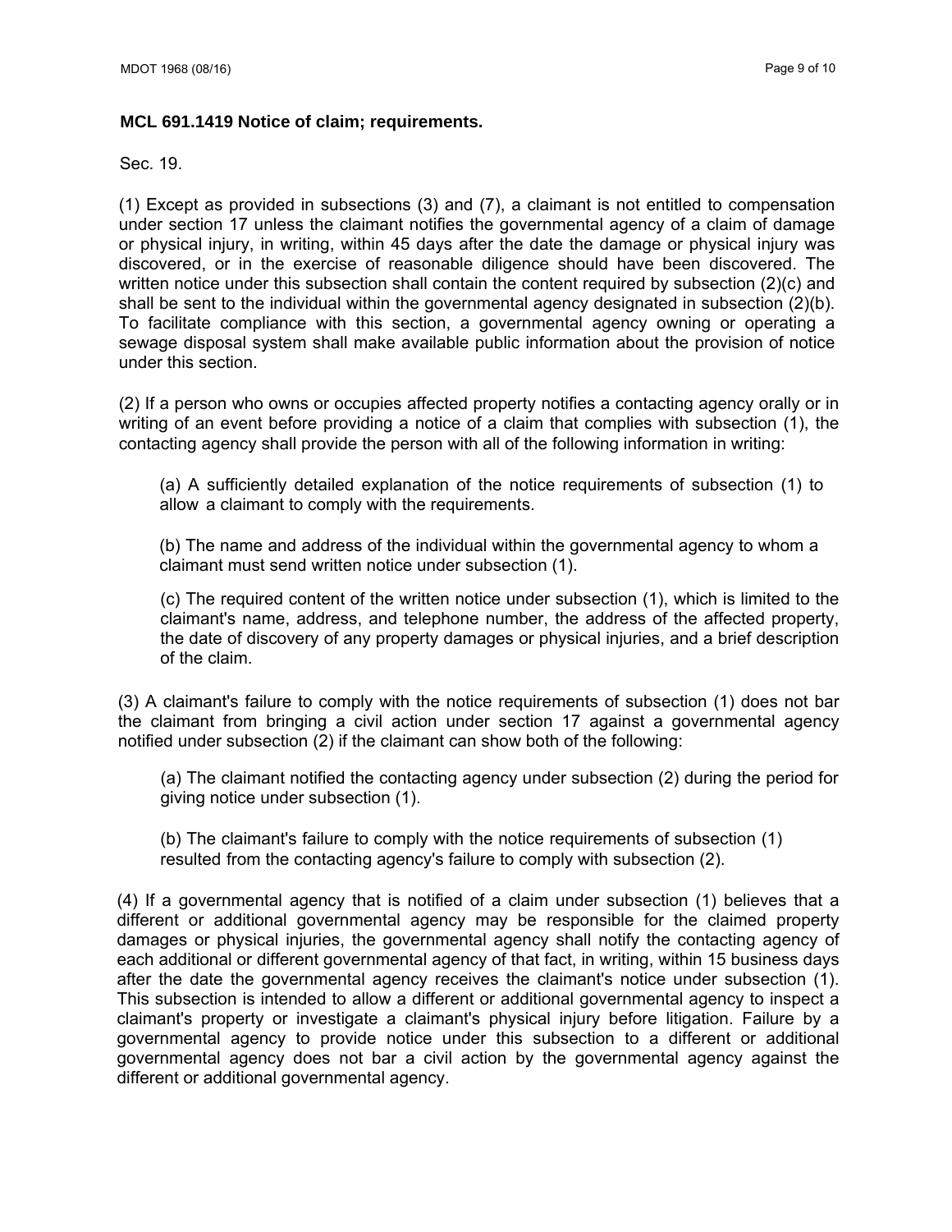**MCL 691.1419 Notice of claim; requirements.**

Sec. 19.

(1) Except as provided in subsections (3) and (7), a claimant is not entitled to compensation under section 17 unless the claimant notifies the governmental agency of a claim of damage or physical injury, in writing, within 45 days after the date the damage or physical injury was discovered, or in the exercise of reasonable diligence should have been discovered. The written notice under this subsection shall contain the content required by subsection (2)(c) and shall be sent to the individual within the governmental agency designated in subsection (2)(b). To facilitate compliance with this section, a governmental agency owning or operating a sewage disposal system shall make available public information about the provision of notice under this section.

(2) If a person who owns or occupies affected property notifies a contacting agency orally or in writing of an event before providing a notice of a claim that complies with subsection (1), the contacting agency shall provide the person with all of the following information in writing:

(a) A sufficiently detailed explanation of the notice requirements of subsection (1) to allow a claimant to comply with the requirements.

(b) The name and address of the individual within the governmental agency to whom a claimant must send written notice under subsection (1).

(c) The required content of the written notice under subsection (1), which is limited to the claimant's name, address, and telephone number, the address of the affected property, the date of discovery of any property damages or physical injuries, and a brief description of the claim.

(3) A claimant's failure to comply with the notice requirements of subsection (1) does not bar the claimant from bringing a civil action under section 17 against a governmental agency notified under subsection (2) if the claimant can show both of the following:

(a) The claimant notified the contacting agency under subsection (2) during the period for giving notice under subsection (1).

(b) The claimant's failure to comply with the notice requirements of subsection (1) resulted from the contacting agency's failure to comply with subsection (2).

(4) If a governmental agency that is notified of a claim under subsection (1) believes that a different or additional governmental agency may be responsible for the claimed property damages or physical injuries, the governmental agency shall notify the contacting agency of each additional or different governmental agency of that fact, in writing, within 15 business days after the date the governmental agency receives the claimant's notice under subsection (1). This subsection is intended to allow a different or additional governmental agency to inspect a claimant's property or investigate a claimant's physical injury before litigation. Failure by a governmental agency to provide notice under this subsection to a different or additional governmental agency does not bar a civil action by the governmental agency against the different or additional governmental agency.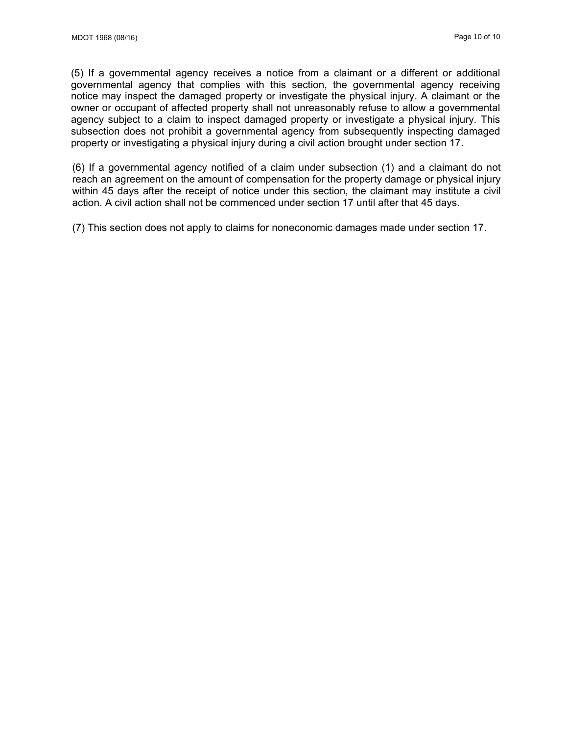(5) If a governmental agency receives a notice from a claimant or a different or additional governmental agency that complies with this section, the governmental agency receiving notice may inspect the damaged property or investigate the physical injury. A claimant or the owner or occupant of affected property shall not unreasonably refuse to allow a governmental agency subject to a claim to inspect damaged property or investigate a physical injury. This subsection does not prohibit a governmental agency from subsequently inspecting damaged property or investigating a physical injury during a civil action brought under section 17.

(6) If a governmental agency notified of a claim under subsection (1) and a claimant do not reach an agreement on the amount of compensation for the property damage or physical injury within 45 days after the receipt of notice under this section, the claimant may institute a civil action. A civil action shall not be commenced under section 17 until after that 45 days.

(7) This section does not apply to claims for noneconomic damages made under section 17.